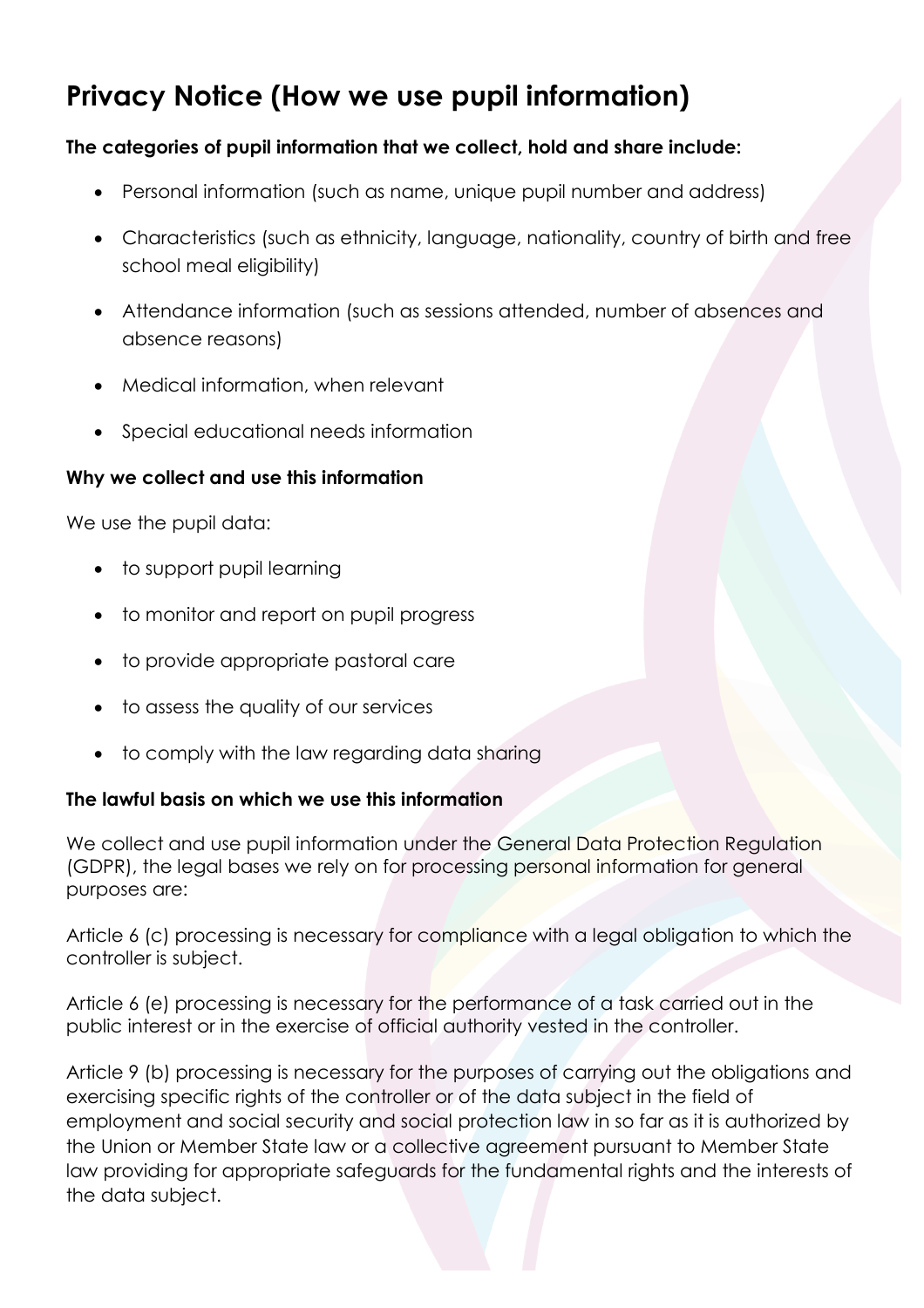# Privacy Notice (How we use pupil information)

**The categories of pupil information that we collect, hold and share include:**

- Personal information (such as name, unique pupil number and address)
- Characteristics (such as ethnicity, language, nationality, country of birth and free school meal eligibility)
- Attendance information (such as sessions attended, number of absences and absence reasons)
- Medical information, when relevant
- Special educational needs information

**Why we collect and use this information**

We use the pupil data:

- to support pupil learning
- to monitor and report on pupil progress
- to provide appropriate pastoral care
- to assess the quality of our services
- to comply with the law regarding data sharing

**The lawful basis on which we use this information**

We collect and use pupil information under the General Data Protection Regulation (GDPR), the legal bases we rely on for processing personal information for general purposes are:

Article 6 (c) processing is necessary for compliance with a legal obligation to which the controller is subject.

Article 6 (e) processing is necessary for the performance of a task carried out in the public interest or in the exercise of official authority vested in the controller.

Article 9 (b) processing is necessary for the purposes of carrying out the obligations and exercising specific rights of the controller or of the data subject in the field of employment and social security and social protection law in so far as it is authorized by the Union or Member State law or a collective agreement pursuant to Member State law providing for appropriate safeguards for the fundamental rights and the interests of the data subject.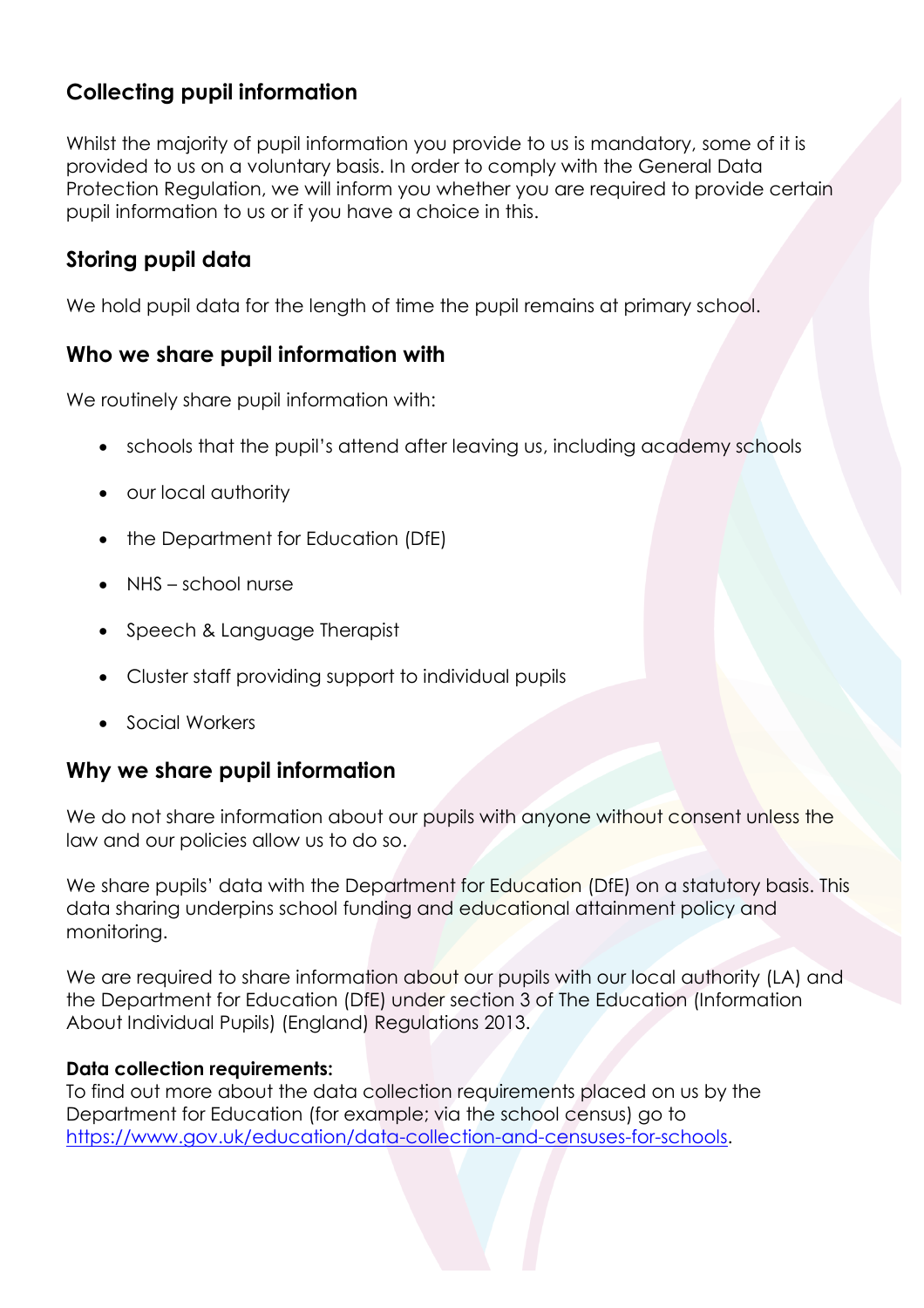## Collecting pupil information

Whilst the majority of pupil information you provide to us is mandatory, some of it is provided to us on a voluntary basis. In order to comply with the General Data Protection Regulation, we will inform you whether you are required to provide certain pupil information to us or if you have a choice in this.

## Storing pupil data

We hold pupil data for the length of time the pupil remains at primary school.

## Who we share pupil information with

We routinely share pupil information with:

- schools that the pupil's attend after leaving us, including academy schools
- our local authority
- the Department for Education (DfE)
- NHS – school nurse
- Speech & Language Therapist
- Cluster staff providing support to individual pupils
- Social Workers

## Why we share pupil information

We do not share information about our pupils with anyone without consent unless the law and our policies allow us to do so.

We share pupils' data with the Department for Education (DfE) on a statutory basis. This data sharing underpins school funding and educational attainment policy and monitoring.

We are required to share information about our pupils with our local authority (LA) and the Department for Education (DfE) under section 3 of The Education (Information About Individual Pupils) (England) Regulations 2013.

**Data collection requirements:**
To find out more about the data collection requirements placed on us by the Department for Education (for example; via the school census) go to [https://www.gov.uk/education/data-collection-and-censuses-for-schools](https://www.gov.uk/education/data-collection-and-censuses-for-schools).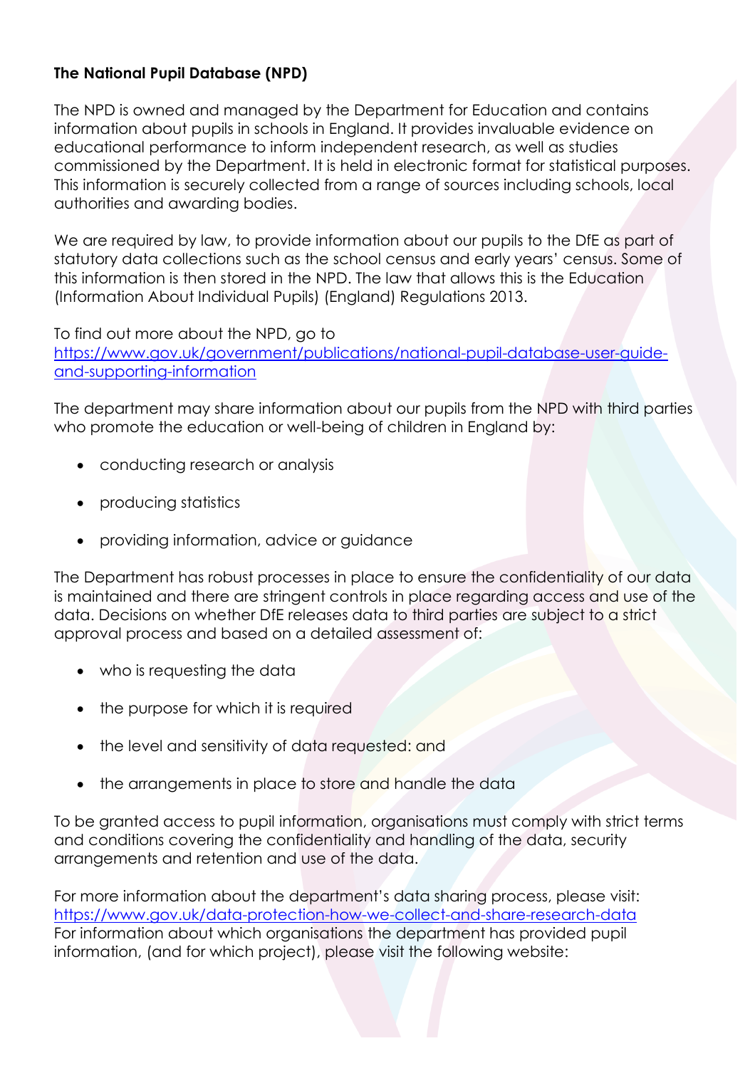**The National Pupil Database (NPD)**

The NPD is owned and managed by the Department for Education and contains information about pupils in schools in England. It provides invaluable evidence on educational performance to inform independent research, as well as studies commissioned by the Department. It is held in electronic format for statistical purposes. This information is securely collected from a range of sources including schools, local authorities and awarding bodies.

We are required by law, to provide information about our pupils to the DfE as part of statutory data collections such as the school census and early years' census. Some of this information is then stored in the NPD. The law that allows this is the Education (Information About Individual Pupils) (England) Regulations 2013.

To find out more about the NPD, go to
[https://www.gov.uk/government/publications/national-pupil-database-user-guide-and-supporting-information](https://www.gov.uk/government/publications/national-pupil-database-user-guide-and-supporting-information)

The department may share information about our pupils from the NPD with third parties who promote the education or well-being of children in England by:

- conducting research or analysis
- producing statistics
- providing information, advice or guidance

The Department has robust processes in place to ensure the confidentiality of our data is maintained and there are stringent controls in place regarding access and use of the data. Decisions on whether DfE releases data to third parties are subject to a strict approval process and based on a detailed assessment of:

- who is requesting the data
- the purpose for which it is required
- the level and sensitivity of data requested: and
- the arrangements in place to store and handle the data

To be granted access to pupil information, organisations must comply with strict terms and conditions covering the confidentiality and handling of the data, security arrangements and retention and use of the data.

For more information about the department's data sharing process, please visit:
[https://www.gov.uk/data-protection-how-we-collect-and-share-research-data](https://www.gov.uk/data-protection-how-we-collect-and-share-research-data)
For information about which organisations the department has provided pupil information, (and for which project), please visit the following website: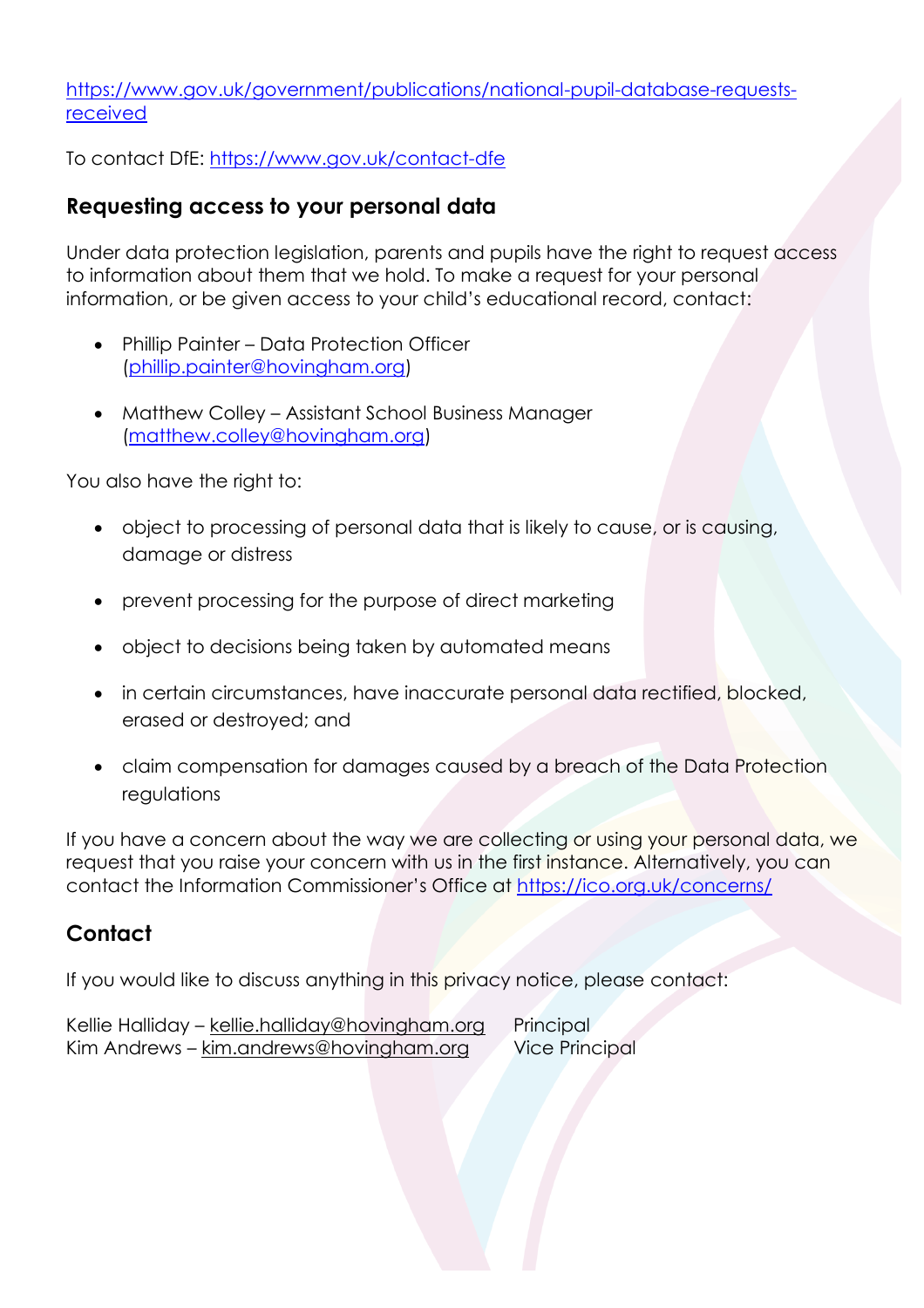https://www.gov.uk/government/publications/national-pupil-database-requests-received

To contact DfE: https://www.gov.uk/contact-dfe

## Requesting access to your personal data

Under data protection legislation, parents and pupils have the right to request access to information about them that we hold. To make a request for your personal information, or be given access to your child's educational record, contact:

- Phillip Painter – Data Protection Officer (phillip.painter@hovingham.org)
- Matthew Colley – Assistant School Business Manager (matthew.colley@hovingham.org)

You also have the right to:

- object to processing of personal data that is likely to cause, or is causing, damage or distress
- prevent processing for the purpose of direct marketing
- object to decisions being taken by automated means
- in certain circumstances, have inaccurate personal data rectified, blocked, erased or destroyed; and
- claim compensation for damages caused by a breach of the Data Protection regulations

If you have a concern about the way we are collecting or using your personal data, we request that you raise your concern with us in the first instance. Alternatively, you can contact the Information Commissioner's Office at https://ico.org.uk/concerns/

## Contact

If you would like to discuss anything in this privacy notice, please contact:

Kellie Halliday – kellie.halliday@hovingham.org Principal
Kim Andrews – kim.andrews@hovingham.org Vice Principal